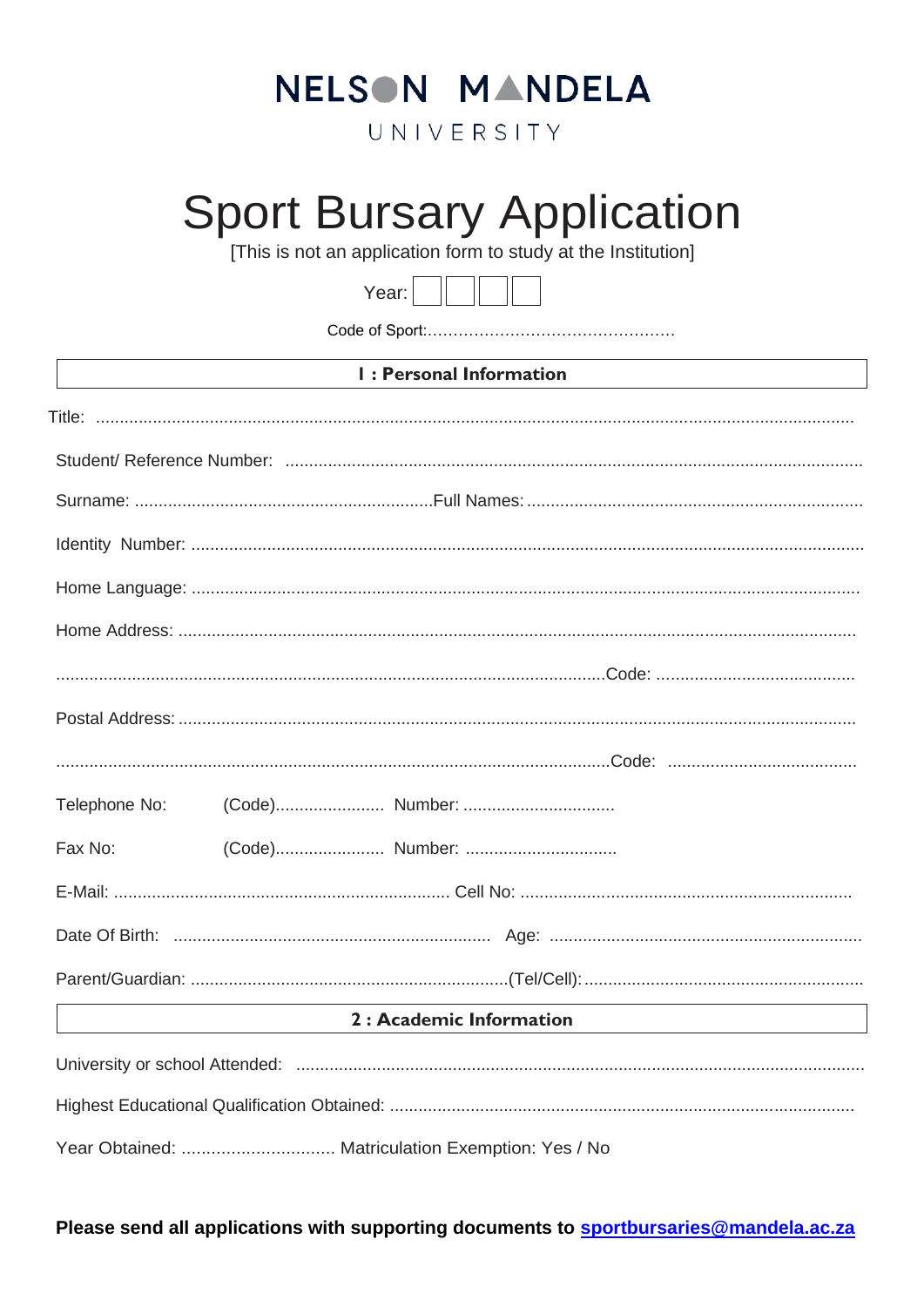NELSON MANDELA

UNIVERSITY

# Sport Bursary Application

[This is not an application form to study at the Institution]

Year: ☐☐☐☐

Code of Sport:................................................

## 1 : Personal Information

Title: ...............................................................................................................................................

Student/ Reference Number: ..........................................................................................................

Surname: ...............................................................Full Names: .......................................................................

Identity Number: ...........................................................................................................................

Home Language: ...........................................................................................................................

Home Address: .............................................................................................................................

...................................................................................................................Code: ..........................................

Postal Address: .............................................................................................................................

...................................................................................................................Code: ........................................

Telephone No: (Code)....................... Number: ................................

Fax No: (Code)....................... Number: ................................

E-Mail: ...................................................................... Cell No: .....................................................................

Date Of Birth: ................................................................... Age: .................................................................

Parent/Guardian: ..................................................................(Tel/Cell):...........................................................

## 2 : Academic Information

University or school Attended: .......................................................................................................

Highest Educational Qualification Obtained: ..................................................................................

Year Obtained: ............................... Matriculation Exemption: Yes / No

**Please send all applications with supporting documents to sportbursaries@mandela.ac.za**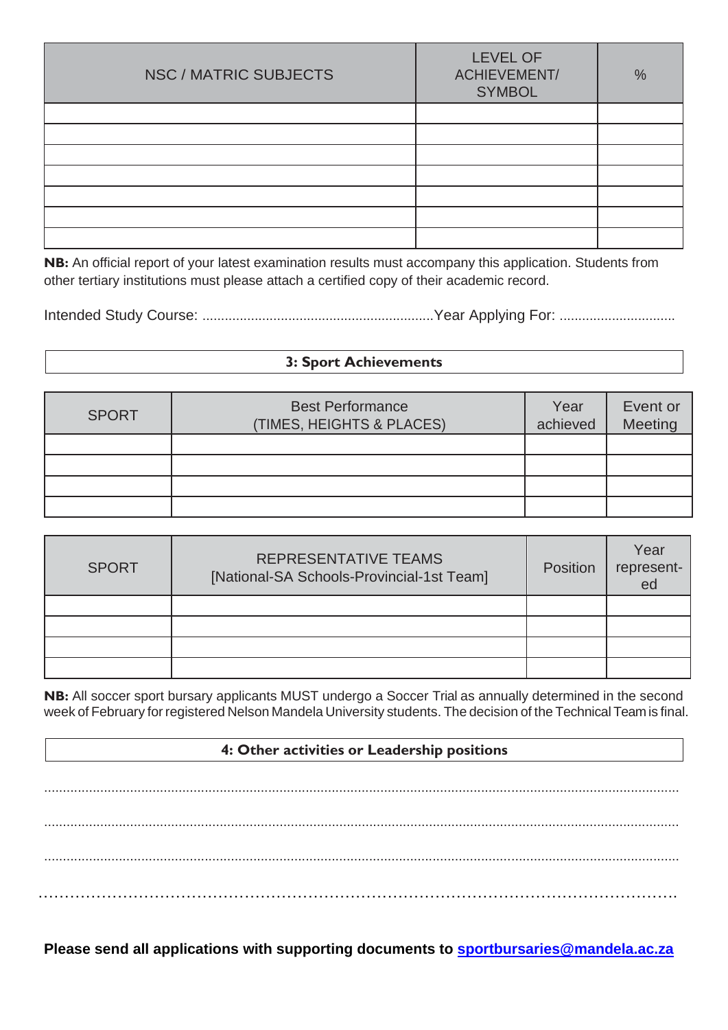| NSC / MATRIC SUBJECTS | LEVEL OF ACHIEVEMENT/ SYMBOL | % |
|---|---|---|
| | | |
| | | |
| | | |
| | | |
| | | |
| | | |
| | | |

**NB:** An official report of your latest examination results must accompany this application. Students from other tertiary institutions must please attach a certified copy of their academic record.

Intended Study Course: .............................................................Year Applying For: ..............................

## 3: Sport Achievements

| SPORT | Best Performance (TIMES, HEIGHTS & PLACES) | Year achieved | Event or Meeting |
|---|---|---|---|
| | | | |
| | | | |
| | | | |
| | | | |

| SPORT | REPRESENTATIVE TEAMS [National-SA Schools-Provincial-1st Team] | Position | Year represent-ed |
|---|---|---|---|
| | | | |
| | | | |
| | | | |
| | | | |

**NB:** All soccer sport bursary applicants MUST undergo a Soccer Trial as annually determined in the second week of February for registered Nelson Mandela University students. The decision of the Technical Team is final.

## 4: Other activities or Leadership positions

..........................................................................................................................................................

..........................................................................................................................................................

..........................................................................................................................................................

..........................................................................................................................................................

**Please send all applications with supporting documents to sportbursaries@mandela.ac.za**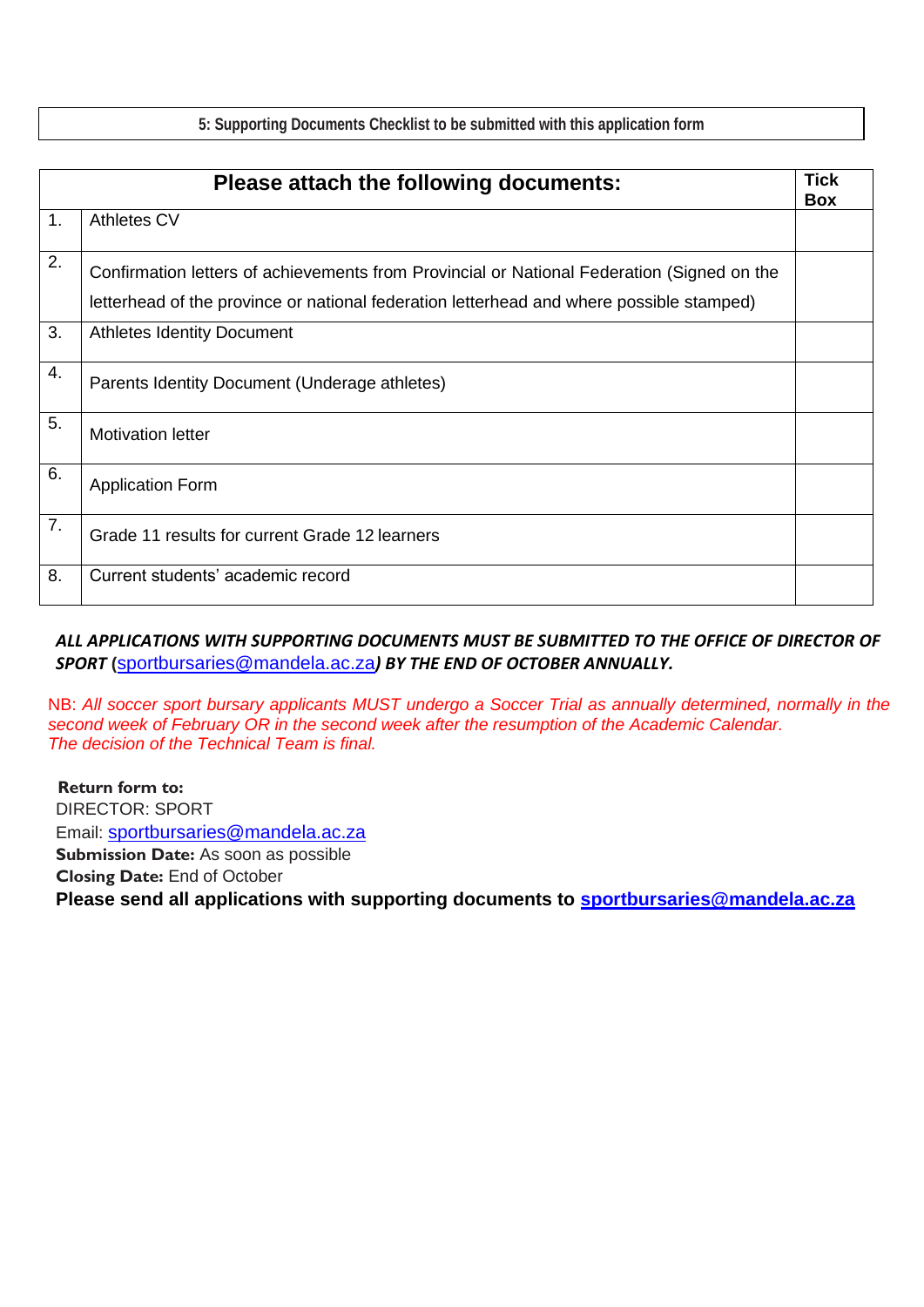**5: Supporting Documents Checklist to be submitted with this application form**

| | Please attach the following documents: | Tick Box |
|---|---|---|
| 1. | Athletes CV | |
| 2. | Confirmation letters of achievements from Provincial or National Federation (Signed on the letterhead of the province or national federation letterhead and where possible stamped) | |
| 3. | Athletes Identity Document | |
| 4. | Parents Identity Document (Underage athletes) | |
| 5. | Motivation letter | |
| 6. | Application Form | |
| 7. | Grade 11 results for current Grade 12 learners | |
| 8. | Current students' academic record | |

***ALL APPLICATIONS WITH SUPPORTING DOCUMENTS MUST BE SUBMITTED TO THE OFFICE OF DIRECTOR OF SPORT (sportbursaries@mandela.ac.za) BY THE END OF OCTOBER ANNUALLY.***

NB: *All soccer sport bursary applicants MUST undergo a Soccer Trial as annually determined, normally in the second week of February OR in the second week after the resumption of the Academic Calendar. The decision of the Technical Team is final.*

**Return form to:**
DIRECTOR: SPORT
Email: sportbursaries@mandela.ac.za
**Submission Date:** As soon as possible
**Closing Date:** End of October
**Please send all applications with supporting documents to sportbursaries@mandela.ac.za**